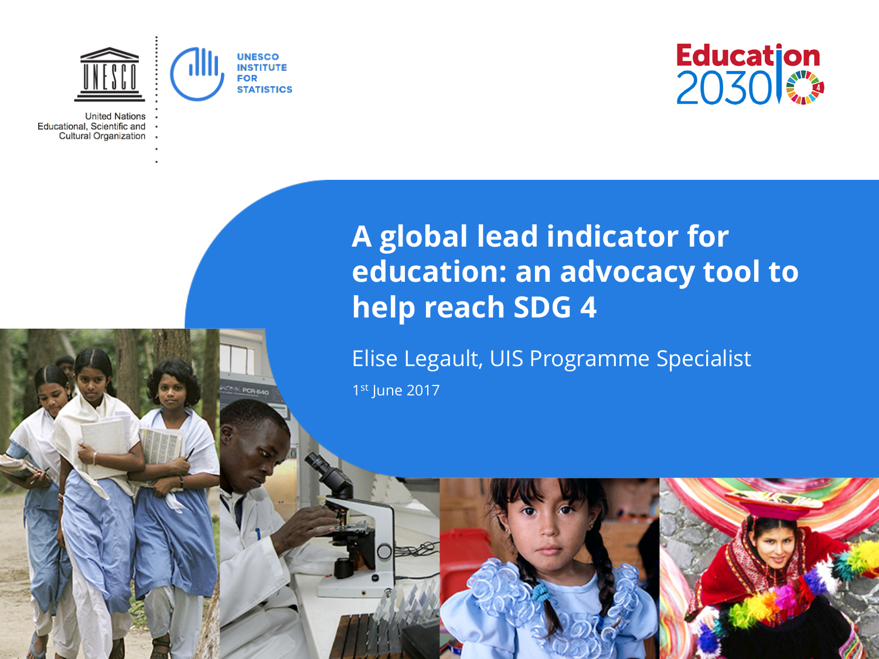United Nations Educational, Scientific and Cultural Organization

UNESCO INSTITUTE FOR STATISTICS

Education 2030

# A global lead indicator for education: an advocacy tool to help reach SDG 4

Elise Legault, UIS Programme Specialist

1st June 2017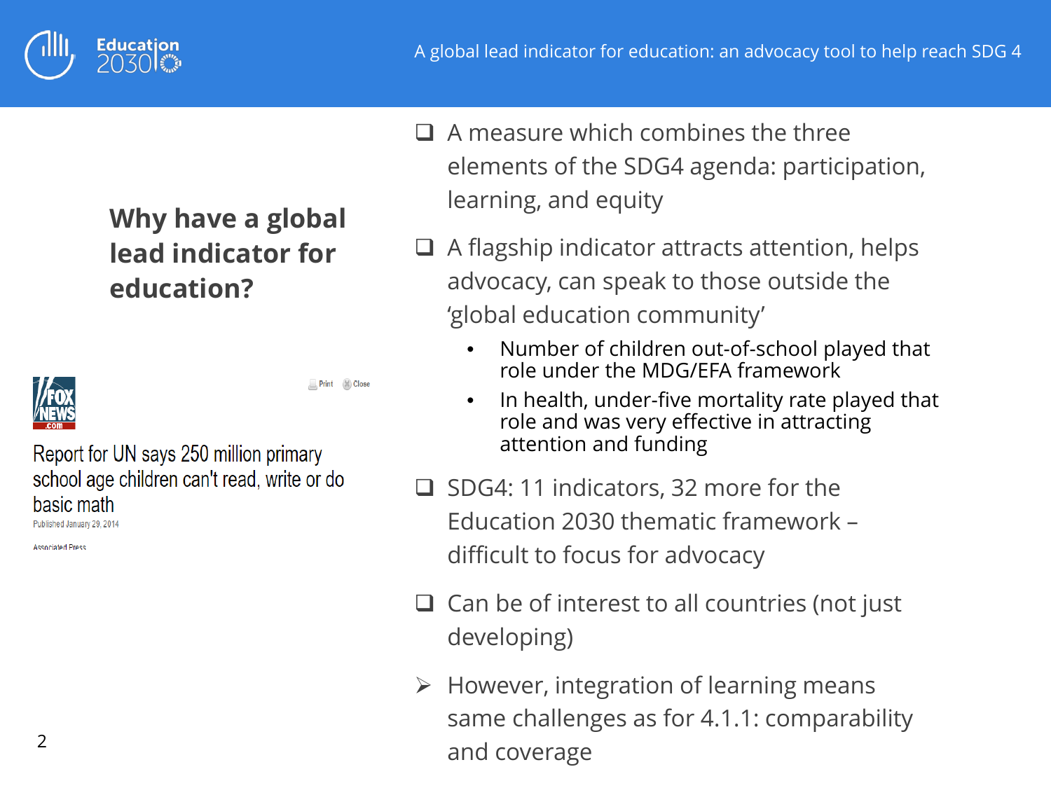## Why have a global lead indicator for education?

Report for UN says 250 million primary school age children can't read, write or do basic math

Published January 29, 2014

Associated Press

- A measure which combines the three elements of the SDG4 agenda: participation, learning, and equity
- A flagship indicator attracts attention, helps advocacy, can speak to those outside the 'global education community'
  - Number of children out-of-school played that role under the MDG/EFA framework
  - In health, under-five mortality rate played that role and was very effective in attracting attention and funding
- SDG4: 11 indicators, 32 more for the Education 2030 thematic framework – difficult to focus for advocacy
- Can be of interest to all countries (not just developing)
- However, integration of learning means same challenges as for 4.1.1: comparability and coverage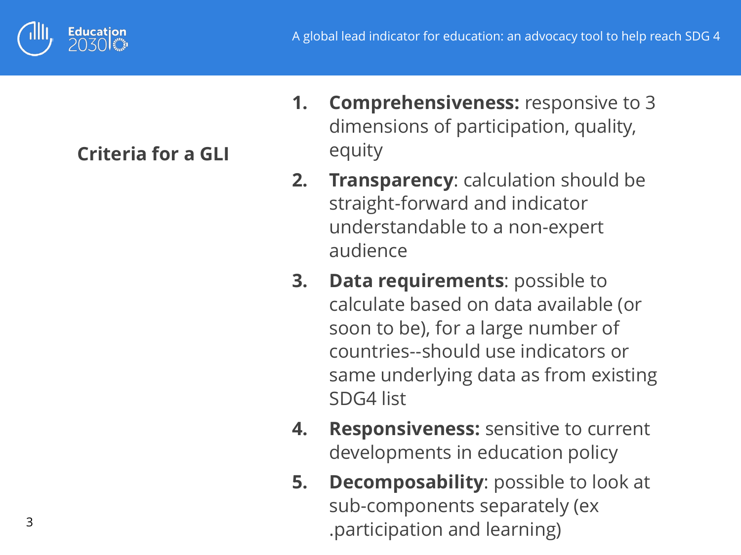## Criteria for a GLI

1. **Comprehensiveness:** responsive to 3 dimensions of participation, quality, equity
2. **Transparency**: calculation should be straight-forward and indicator understandable to a non-expert audience
3. **Data requirements**: possible to calculate based on data available (or soon to be), for a large number of countries--should use indicators or same underlying data as from existing SDG4 list
4. **Responsiveness:** sensitive to current developments in education policy
5. **Decomposability**: possible to look at sub-components separately (ex .participation and learning)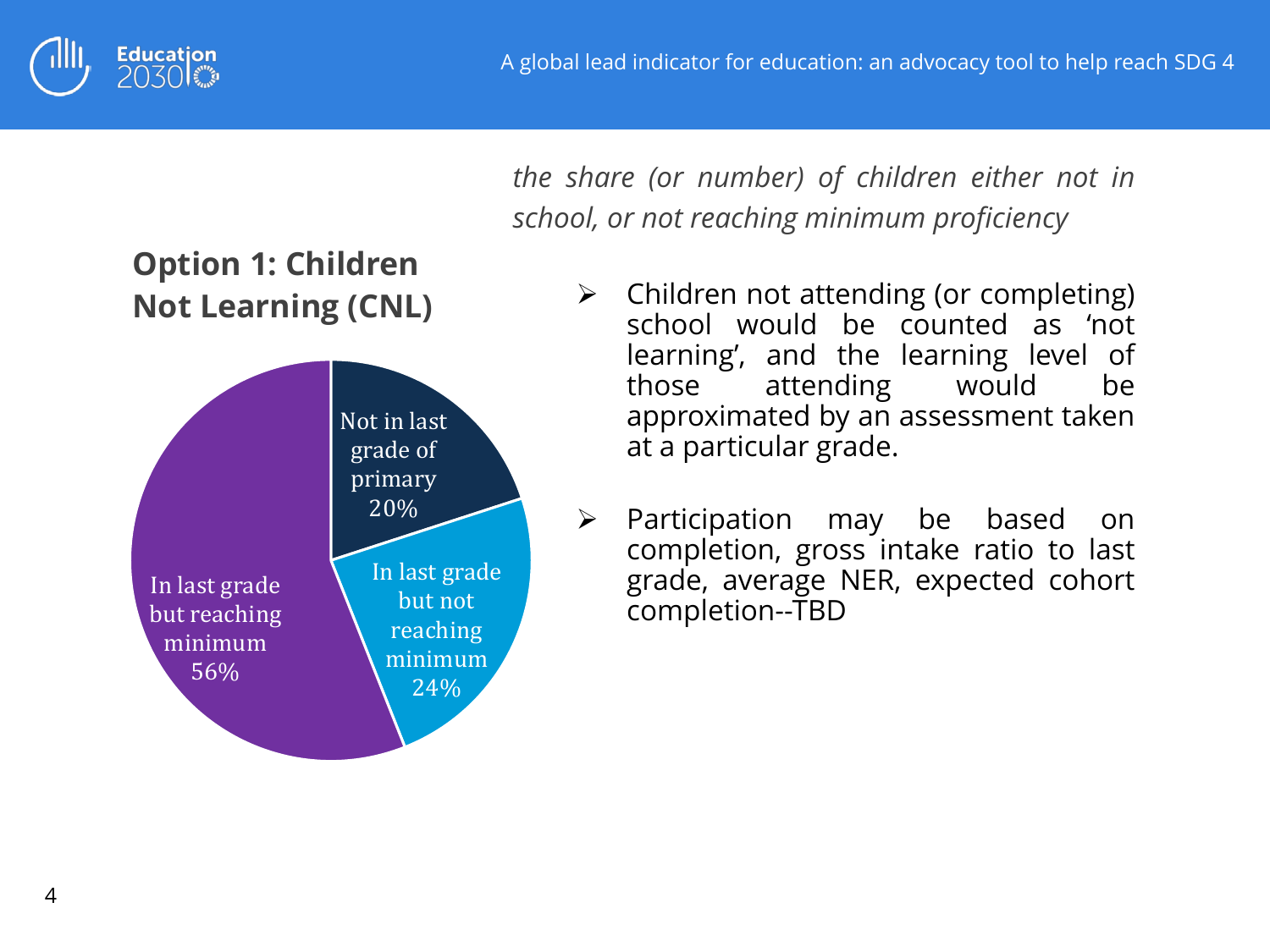*the share (or number) of children either not in school, or not reaching minimum proficiency*

## Option 1: Children Not Learning (CNL)

Not in last grade of primary 20%

In last grade but not reaching minimum 24%

In last grade but reaching minimum 56%

- Children not attending (or completing) school would be counted as 'not learning', and the learning level of those attending would be approximated by an assessment taken at a particular grade.
- Participation may be based on completion, gross intake ratio to last grade, average NER, expected cohort completion--TBD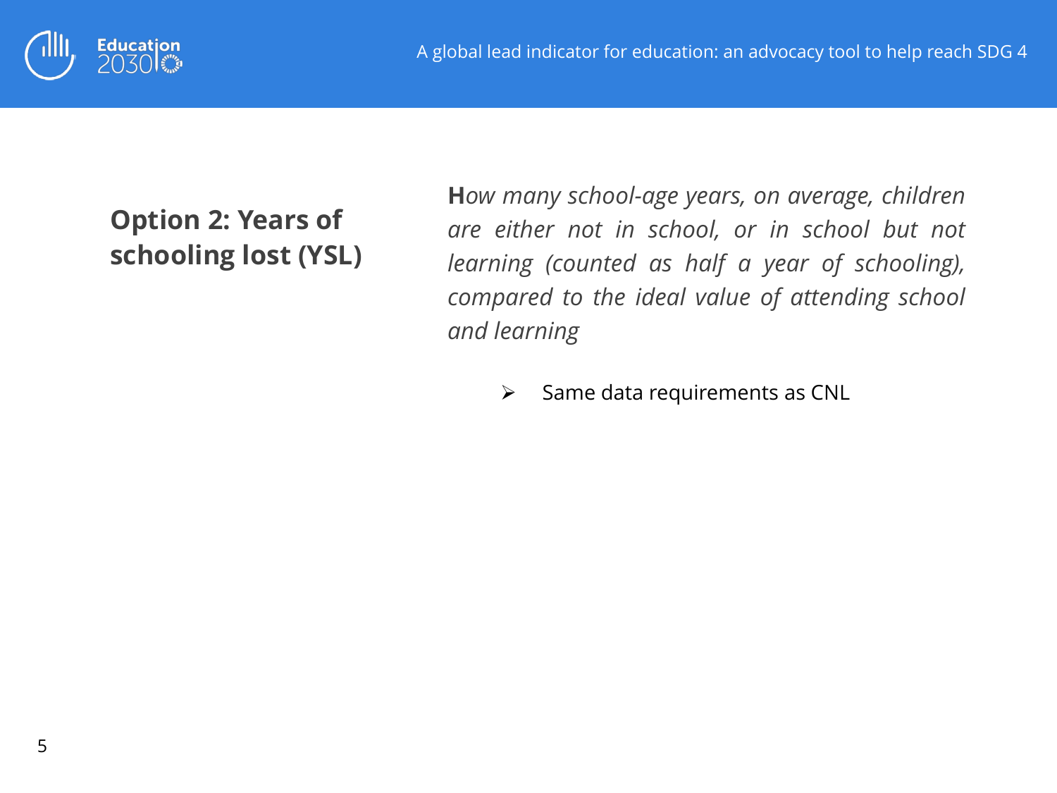## Option 2: Years of schooling lost (YSL)

**H***ow many school-age years, on average, children are either not in school, or in school but not learning (counted as half a year of schooling), compared to the ideal value of attending school and learning*

- Same data requirements as CNL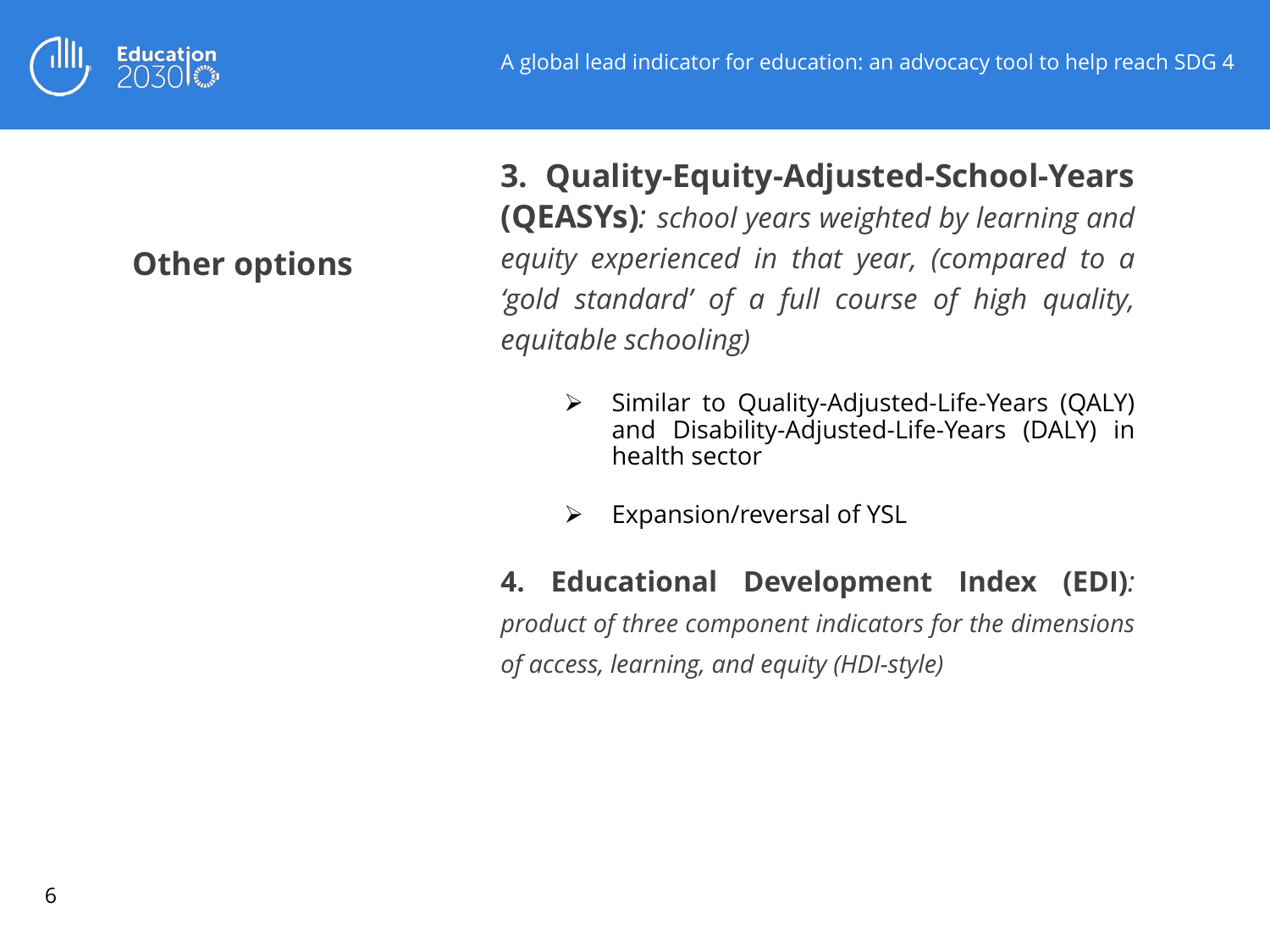## Other options

**3. Quality-Equity-Adjusted-School-Years (QEASYs)***: school years weighted by learning and equity experienced in that year, (compared to a 'gold standard' of a full course of high quality, equitable schooling)*

- Similar to Quality-Adjusted-Life-Years (QALY) and Disability-Adjusted-Life-Years (DALY) in health sector
- Expansion/reversal of YSL

**4. Educational Development Index (EDI)***: product of three component indicators for the dimensions of access, learning, and equity (HDI-style)*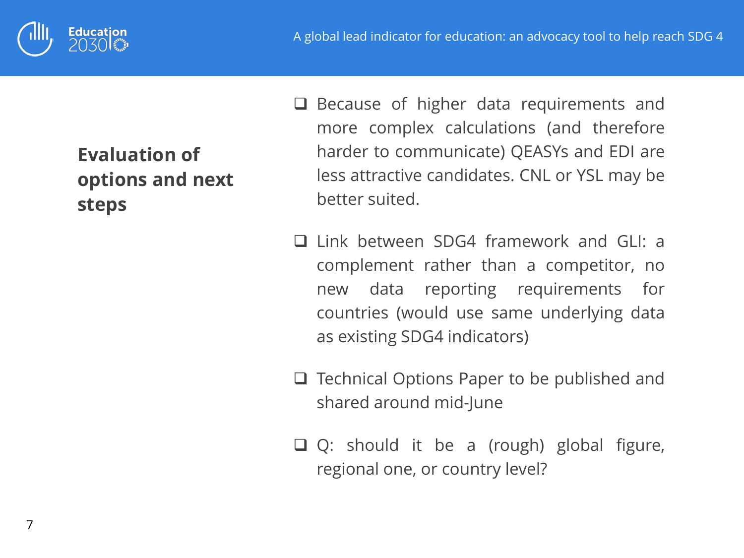## Evaluation of options and next steps

- Because of higher data requirements and more complex calculations (and therefore harder to communicate) QEASYs and EDI are less attractive candidates. CNL or YSL may be better suited.
- Link between SDG4 framework and GLI: a complement rather than a competitor, no new data reporting requirements for countries (would use same underlying data as existing SDG4 indicators)
- Technical Options Paper to be published and shared around mid-June
- Q: should it be a (rough) global figure, regional one, or country level?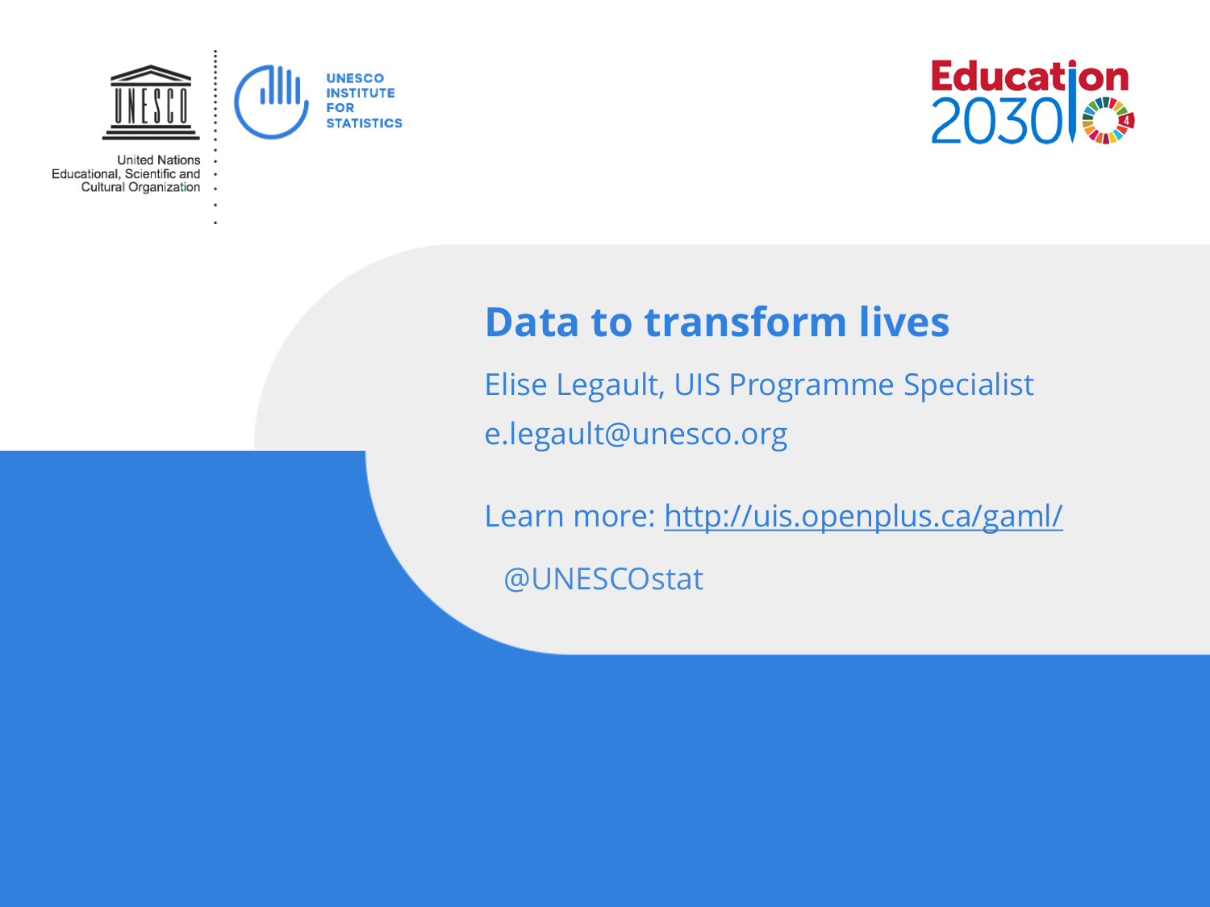United Nations Educational, Scientific and Cultural Organization

UNESCO INSTITUTE FOR STATISTICS

Education 2030

# Data to transform lives

Elise Legault, UIS Programme Specialist

e.legault@unesco.org

Learn more: http://uis.openplus.ca/gaml/

@UNESCOstat